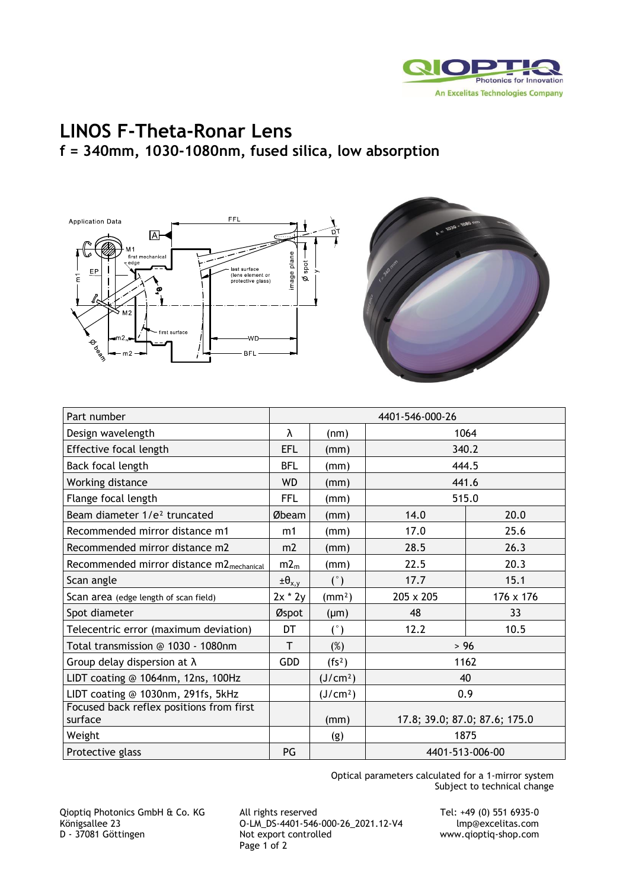# LINOS F-Theta-Ronar Lens

## f = 340mm, 1030-1080nm, fused silica, low absorption

| Part number | | | 4401-546-000-26 | |
|---|---|---|---|---|
| Design wavelength | λ | (nm) | 1064 | |
| Effective focal length | EFL | (mm) | 340.2 | |
| Back focal length | BFL | (mm) | 444.5 | |
| Working distance | WD | (mm) | 441.6 | |
| Flange focal length | FFL | (mm) | 515.0 | |
| Beam diameter 1/e² truncated | Øbeam | (mm) | 14.0 | 20.0 |
| Recommended mirror distance m1 | m1 | (mm) | 17.0 | 25.6 |
| Recommended mirror distance m2 | m2 | (mm) | 28.5 | 26.3 |
| Recommended mirror distance $m2_{mechanical}$ | $m2_m$ | (mm) | 22.5 | 20.3 |
| Scan angle | $\pm\theta_{x,y}$ | (°) | 17.7 | 15.1 |
| Scan area (edge length of scan field) | 2x * 2y | (mm²) | 205 x 205 | 176 x 176 |
| Spot diameter | Øspot | (µm) | 48 | 33 |
| Telecentric error (maximum deviation) | DT | (°) | 12.2 | 10.5 |
| Total transmission @ 1030 - 1080nm | T | (%) | > 96 | |
| Group delay dispersion at λ | GDD | (fs²) | 1162 | |
| LIDT coating @ 1064nm, 12ns, 100Hz | | (J/cm²) | 40 | |
| LIDT coating @ 1030nm, 291fs, 5kHz | | (J/cm²) | 0.9 | |
| Focused back reflex positions from first surface | | (mm) | 17.8; 39.0; 87.0; 87.6; 175.0 | |
| Weight | | (g) | 1875 | |
| Protective glass | PG | | 4401-513-006-00 | |

Optical parameters calculated for a 1-mirror system
Subject to technical change

Qioptiq Photonics GmbH & Co. KG
Königsallee 23
D - 37081 Göttingen

All rights reserved
O-LM_DS-4401-546-000-26_2021.12-V4
Not export controlled

Tel: +49 (0) 551 6935-0
lmp@excelitas.com
www.qioptiq-shop.com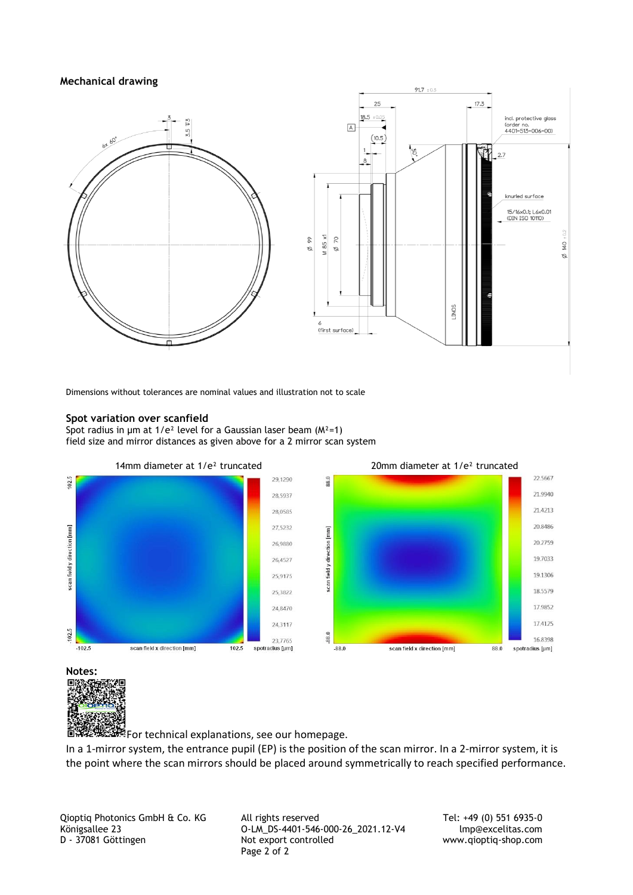**Mechanical drawing**

91.7 ±0.5

25

17.3

18.5 ±0.05

A

(10.5)

1

8

30°

incl. protective glass (order no. 4401-513-006-00)

2.7

knurled surface

15/16x0.1; L6x0.01 (DIN ISO 10110)

Ø 99

M 85 x1

Ø 70

Ø 140 ±0.2

6 (first surface)

LINOS

6x 60°

3

3.5 ∇3

Dimensions without tolerances are nominal values and illustration not to scale

**Spot variation over scanfield**

Spot radius in µm at $1/e^2$ level for a Gaussian laser beam ($M^2=1$)
field size and mirror distances as given above for a 2 mirror scan system

14mm diameter at $1/e^2$ truncated

102.5
-102.5
scan field y direction [mm]
scan field x direction [mm]
-102.5
102.5

29,1290
28,5937
28,0585
27,5232
26,9880
26,4527
25,9175
25,3822
24,8470
24,3117
23,7765
spotradius [µm]

20mm diameter at $1/e^2$ truncated

88.0
-88.0
scan field y direction [mm]
scan field x direction [mm]
-88.0
88.0

22.5667
21.9940
21.4213
20.8486
20.2759
19.7033
19.1306
18.5579
17.9852
17.4125
16.8398
spotradius [µm]

**Notes:**

For technical explanations, see our homepage.

In a 1-mirror system, the entrance pupil (EP) is the position of the scan mirror. In a 2-mirror system, it is the point where the scan mirrors should be placed around symmetrically to reach specified performance.

Qioptiq Photonics GmbH & Co. KG
Königsallee 23
D - 37081 Göttingen

All rights reserved
O-LM_DS-4401-546-000-26_2021.12-V4
Not export controlled

Tel: +49 (0) 551 6935-0
lmp@excelitas.com
www.qioptiq-shop.com